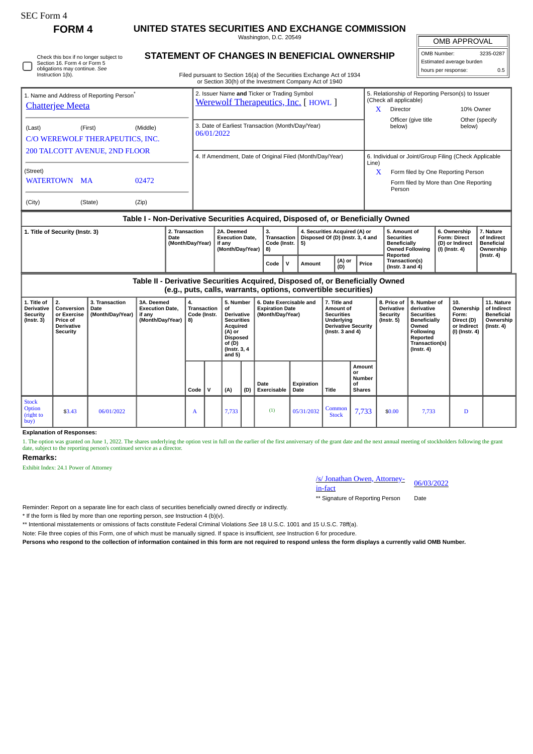SEC Form 4

# FORM 4

## UNITED STATES SECURITIES AND EXCHANGE COMMISSION

Washington, D.C. 20549

## STATEMENT OF CHANGES IN BENEFICIAL OWNERSHIP

Filed pursuant to Section 16(a) of the Securities Exchange Act of 1934 or Section 30(h) of the Investment Company Act of 1940

| OMB APPROVAL | |
|---|---|
| OMB Number: | 3235-0287 |
| Estimated average burden | |
| hours per response: | 0.5 |

☐ Check this box if no longer subject to Section 16. Form 4 or Form 5 obligations may continue. *See* Instruction 1(b).

1. Name and Address of Reporting Person*
Chatterjee Meeta

(Last) (First) (Middle)
C/O WEREWOLF THERAPEUTICS, INC.
200 TALCOTT AVENUE, 2ND FLOOR

(Street)
WATERTOWN MA 02472

(City) (State) (Zip)

2. Issuer Name **and** Ticker or Trading Symbol
Werewolf Therapeutics, Inc. [ HOWL ]

3. Date of Earliest Transaction (Month/Day/Year)
06/01/2022

4. If Amendment, Date of Original Filed (Month/Day/Year)

5. Relationship of Reporting Person(s) to Issuer (Check all applicable)
X Director
10% Owner
Officer (give title below)
Other (specify below)

6. Individual or Joint/Group Filing (Check Applicable Line)
X Form filed by One Reporting Person
Form filed by More than One Reporting Person

### Table I - Non-Derivative Securities Acquired, Disposed of, or Beneficially Owned

| 1. Title of Security (Instr. 3) | 2. Transaction Date (Month/Day/Year) | 2A. Deemed Execution Date, if any (Month/Day/Year) | 3. Transaction Code (Instr. 8) | | 4. Securities Acquired (A) or Disposed Of (D) (Instr. 3, 4 and 5) | | | 5. Amount of Securities Beneficially Owned Following Reported Transaction(s) (Instr. 3 and 4) | 6. Ownership Form: Direct (D) or Indirect (I) (Instr. 4) | 7. Nature of Indirect Beneficial Ownership (Instr. 4) |
|---|---|---|---|---|---|---|---|---|---|---|
| | | | Code | V | Amount | (A) or (D) | Price | | | |

### Table II - Derivative Securities Acquired, Disposed of, or Beneficially Owned (e.g., puts, calls, warrants, options, convertible securities)

| 1. Title of Derivative Security (Instr. 3) | 2. Conversion or Exercise Price of Derivative Security | 3. Transaction Date (Month/Day/Year) | 3A. Deemed Execution Date, if any (Month/Day/Year) | 4. Transaction Code (Instr. 8) | | 5. Number of Derivative Securities Acquired (A) or Disposed of (D) (Instr. 3, 4 and 5) | | 6. Date Exercisable and Expiration Date (Month/Day/Year) | | 7. Title and Amount of Securities Underlying Derivative Security (Instr. 3 and 4) | | 8. Price of Derivative Security (Instr. 5) | 9. Number of derivative Securities Beneficially Owned Following Reported Transaction(s) (Instr. 4) | 10. Ownership Form: Direct (D) or Indirect (I) (Instr. 4) | 11. Nature of Indirect Beneficial Ownership (Instr. 4) |
|---|---|---|---|---|---|---|---|---|---|---|---|---|---|---|---|
| | | | | Code | V | (A) | (D) | Date Exercisable | Expiration Date | Title | Amount or Number of Shares | | | | |
| Stock Option (right to buy) | $3.43 | 06/01/2022 | | A | | 7,733 | | (1) | 05/31/2032 | Common Stock | 7,733 | $0.00 | 7,733 | D | |

**Explanation of Responses:**

1. The option was granted on June 1, 2022. The shares underlying the option vest in full on the earlier of the first anniversary of the grant date and the next annual meeting of stockholders following the grant date, subject to the reporting person's continued service as a director.

**Remarks:**

Exhibit Index: 24.1 Power of Attorney

/s/ Jonathan Owen, Attorney-in-fact 06/03/2022

** Signature of Reporting Person Date

Reminder: Report on a separate line for each class of securities beneficially owned directly or indirectly.

* If the form is filed by more than one reporting person, *see* Instruction 4 (b)(v).

** Intentional misstatements or omissions of facts constitute Federal Criminal Violations *See* 18 U.S.C. 1001 and 15 U.S.C. 78ff(a).

Note: File three copies of this Form, one of which must be manually signed. If space is insufficient, *see* Instruction 6 for procedure.

**Persons who respond to the collection of information contained in this form are not required to respond unless the form displays a currently valid OMB Number.**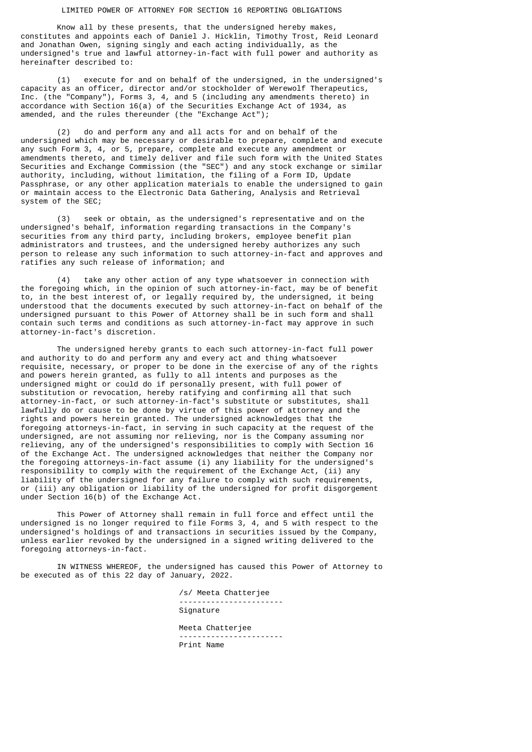# LIMITED POWER OF ATTORNEY FOR SECTION 16 REPORTING OBLIGATIONS

Know all by these presents, that the undersigned hereby makes, constitutes and appoints each of Daniel J. Hicklin, Timothy Trost, Reid Leonard and Jonathan Owen, signing singly and each acting individually, as the undersigned's true and lawful attorney-in-fact with full power and authority as hereinafter described to:

(1) execute for and on behalf of the undersigned, in the undersigned's capacity as an officer, director and/or stockholder of Werewolf Therapeutics, Inc. (the "Company"), Forms 3, 4, and 5 (including any amendments thereto) in accordance with Section 16(a) of the Securities Exchange Act of 1934, as amended, and the rules thereunder (the "Exchange Act");

(2) do and perform any and all acts for and on behalf of the undersigned which may be necessary or desirable to prepare, complete and execute any such Form 3, 4, or 5, prepare, complete and execute any amendment or amendments thereto, and timely deliver and file such form with the United States Securities and Exchange Commission (the "SEC") and any stock exchange or similar authority, including, without limitation, the filing of a Form ID, Update Passphrase, or any other application materials to enable the undersigned to gain or maintain access to the Electronic Data Gathering, Analysis and Retrieval system of the SEC;

(3) seek or obtain, as the undersigned's representative and on the undersigned's behalf, information regarding transactions in the Company's securities from any third party, including brokers, employee benefit plan administrators and trustees, and the undersigned hereby authorizes any such person to release any such information to such attorney-in-fact and approves and ratifies any such release of information; and

(4) take any other action of any type whatsoever in connection with the foregoing which, in the opinion of such attorney-in-fact, may be of benefit to, in the best interest of, or legally required by, the undersigned, it being understood that the documents executed by such attorney-in-fact on behalf of the undersigned pursuant to this Power of Attorney shall be in such form and shall contain such terms and conditions as such attorney-in-fact may approve in such attorney-in-fact's discretion.

The undersigned hereby grants to each such attorney-in-fact full power and authority to do and perform any and every act and thing whatsoever requisite, necessary, or proper to be done in the exercise of any of the rights and powers herein granted, as fully to all intents and purposes as the undersigned might or could do if personally present, with full power of substitution or revocation, hereby ratifying and confirming all that such attorney-in-fact, or such attorney-in-fact's substitute or substitutes, shall lawfully do or cause to be done by virtue of this power of attorney and the rights and powers herein granted. The undersigned acknowledges that the foregoing attorneys-in-fact, in serving in such capacity at the request of the undersigned, are not assuming nor relieving, nor is the Company assuming nor relieving, any of the undersigned's responsibilities to comply with Section 16 of the Exchange Act. The undersigned acknowledges that neither the Company nor the foregoing attorneys-in-fact assume (i) any liability for the undersigned's responsibility to comply with the requirement of the Exchange Act, (ii) any liability of the undersigned for any failure to comply with such requirements, or (iii) any obligation or liability of the undersigned for profit disgorgement under Section 16(b) of the Exchange Act.

This Power of Attorney shall remain in full force and effect until the undersigned is no longer required to file Forms 3, 4, and 5 with respect to the undersigned's holdings of and transactions in securities issued by the Company, unless earlier revoked by the undersigned in a signed writing delivered to the foregoing attorneys-in-fact.

IN WITNESS WHEREOF, the undersigned has caused this Power of Attorney to be executed as of this 22 day of January, 2022.

/s/ Meeta Chatterjee
-----------------------
Signature

Meeta Chatterjee
-----------------------
Print Name